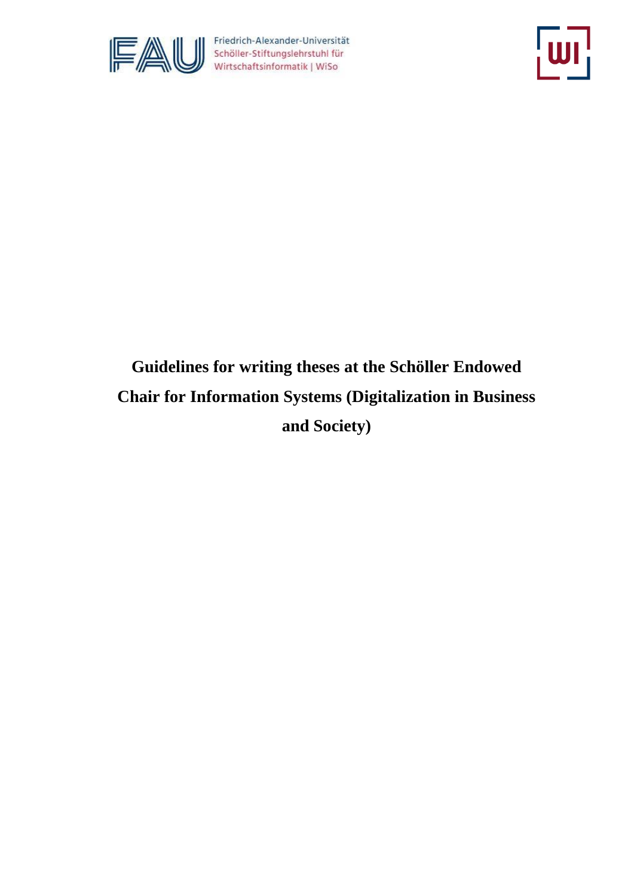Friedrich-Alexander-Universität
Schöller-Stiftungslehrstuhl für
Wirtschaftsinformatik | WiSo

# Guidelines for writing theses at the Schöller Endowed Chair for Information Systems (Digitalization in Business and Society)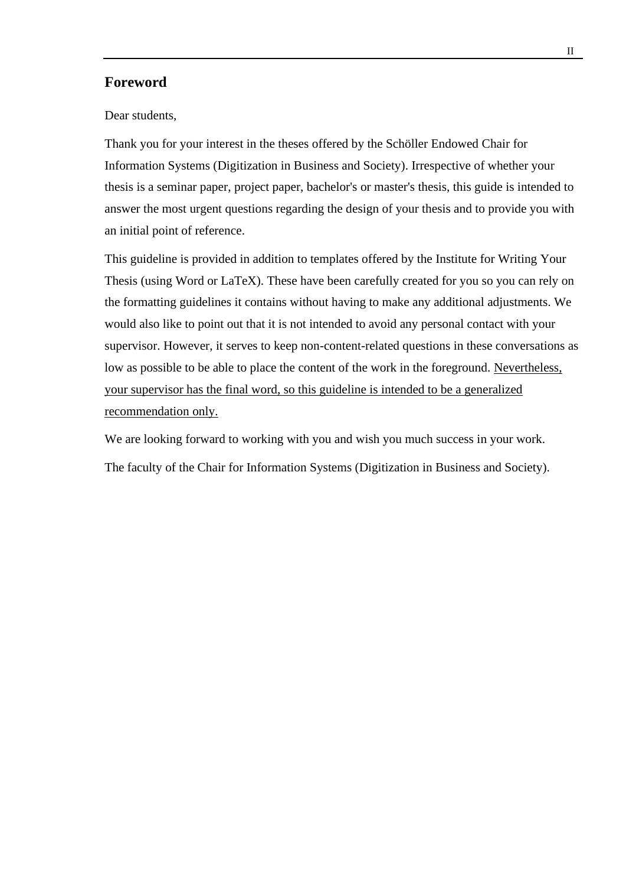## Foreword

Dear students,

Thank you for your interest in the theses offered by the Schöller Endowed Chair for Information Systems (Digitization in Business and Society). Irrespective of whether your thesis is a seminar paper, project paper, bachelor's or master's thesis, this guide is intended to answer the most urgent questions regarding the design of your thesis and to provide you with an initial point of reference.

This guideline is provided in addition to templates offered by the Institute for Writing Your Thesis (using Word or LaTeX). These have been carefully created for you so you can rely on the formatting guidelines it contains without having to make any additional adjustments. We would also like to point out that it is not intended to avoid any personal contact with your supervisor. However, it serves to keep non-content-related questions in these conversations as low as possible to be able to place the content of the work in the foreground. <u>Nevertheless, your supervisor has the final word, so this guideline is intended to be a generalized recommendation only.</u>

We are looking forward to working with you and wish you much success in your work.

The faculty of the Chair for Information Systems (Digitization in Business and Society).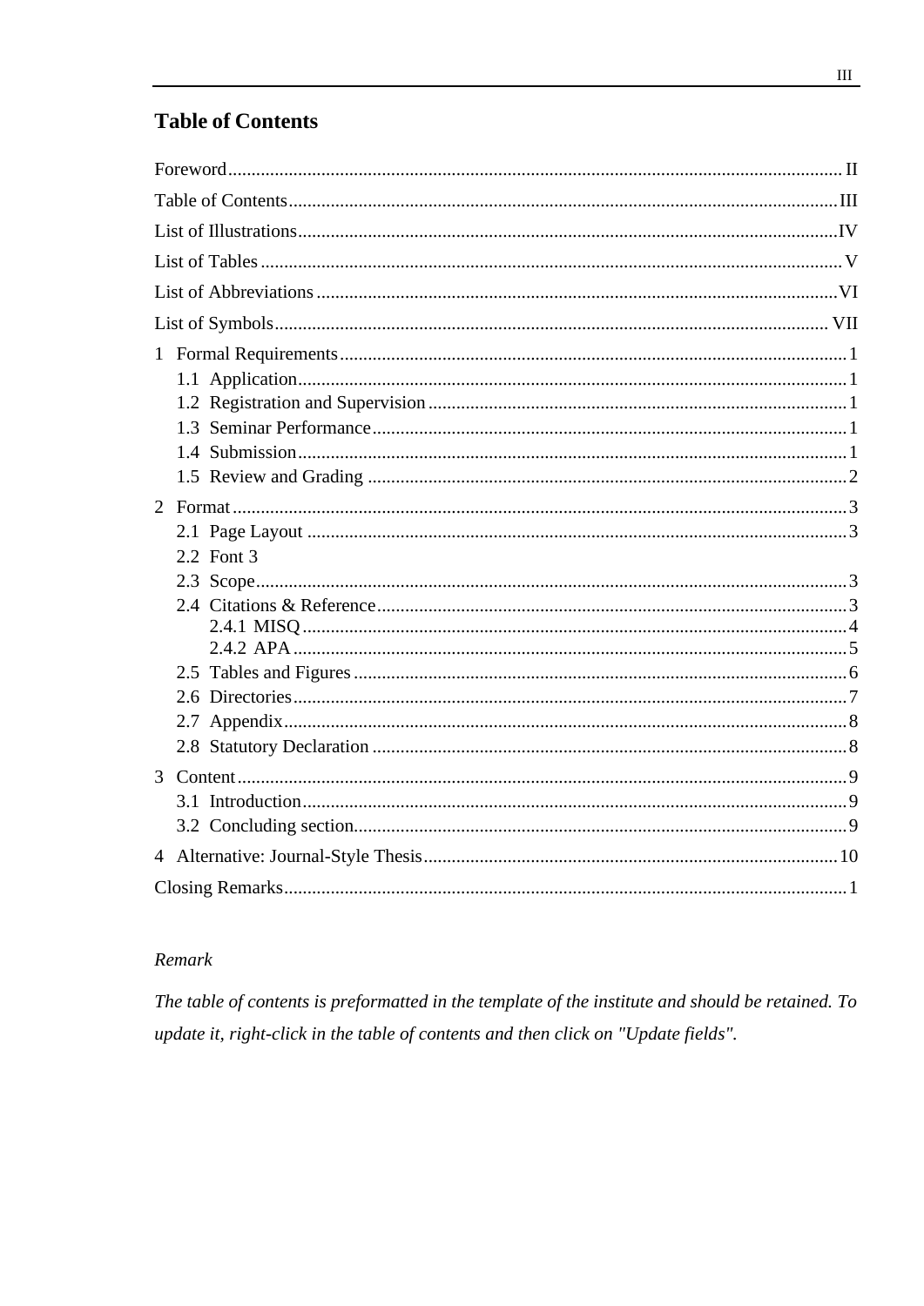# Table of Contents

Foreword .......... II

Table of Contents .......... III

List of Illustrations .......... IV

List of Tables .......... V

List of Abbreviations .......... VI

List of Symbols .......... VII

1 Formal Requirements .......... 1
- 1.1 Application .......... 1
- 1.2 Registration and Supervision .......... 1
- 1.3 Seminar Performance .......... 1
- 1.4 Submission .......... 1
- 1.5 Review and Grading .......... 2

2 Format .......... 3
- 2.1 Page Layout .......... 3
- 2.2 Font 3
- 2.3 Scope .......... 3
- 2.4 Citations & Reference .......... 3
  - 2.4.1 MISQ .......... 4
  - 2.4.2 APA .......... 5
- 2.5 Tables and Figures .......... 6
- 2.6 Directories .......... 7
- 2.7 Appendix .......... 8
- 2.8 Statutory Declaration .......... 8

3 Content .......... 9
- 3.1 Introduction .......... 9
- 3.2 Concluding section .......... 9

4 Alternative: Journal-Style Thesis .......... 10

Closing Remarks .......... 1

*Remark*

*The table of contents is preformatted in the template of the institute and should be retained. To update it, right-click in the table of contents and then click on "Update fields".*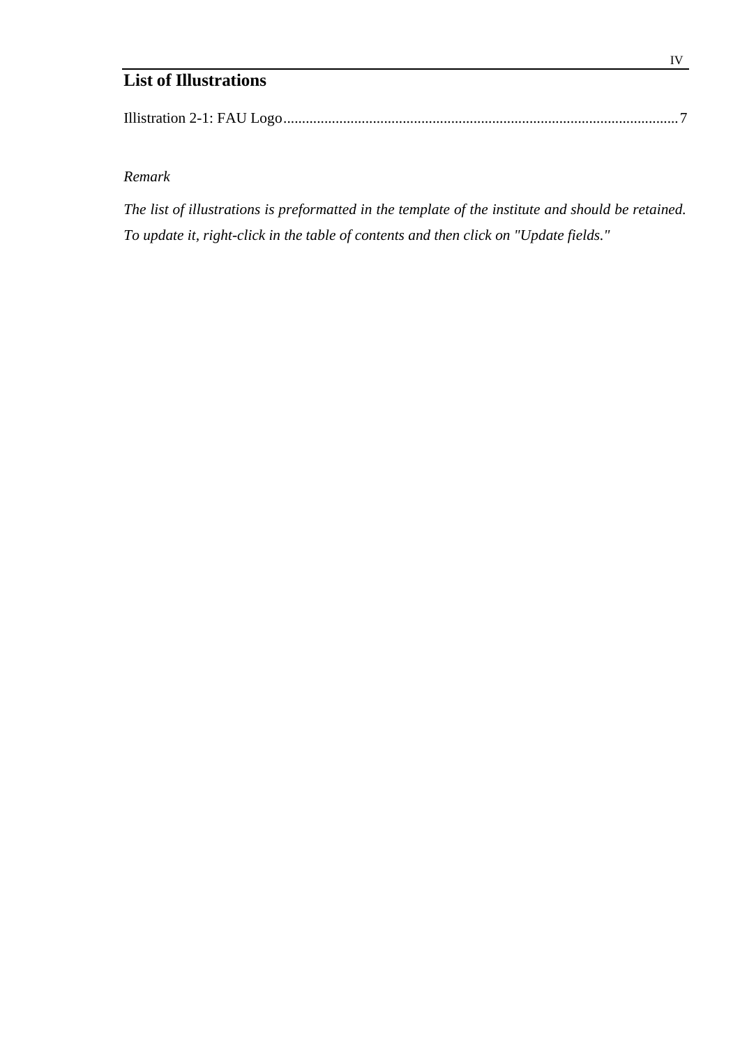# List of Illustrations

Illistration 2-1: FAU Logo.........................................................................................................7

*Remark*

*The list of illustrations is preformatted in the template of the institute and should be retained. To update it, right-click in the table of contents and then click on "Update fields."*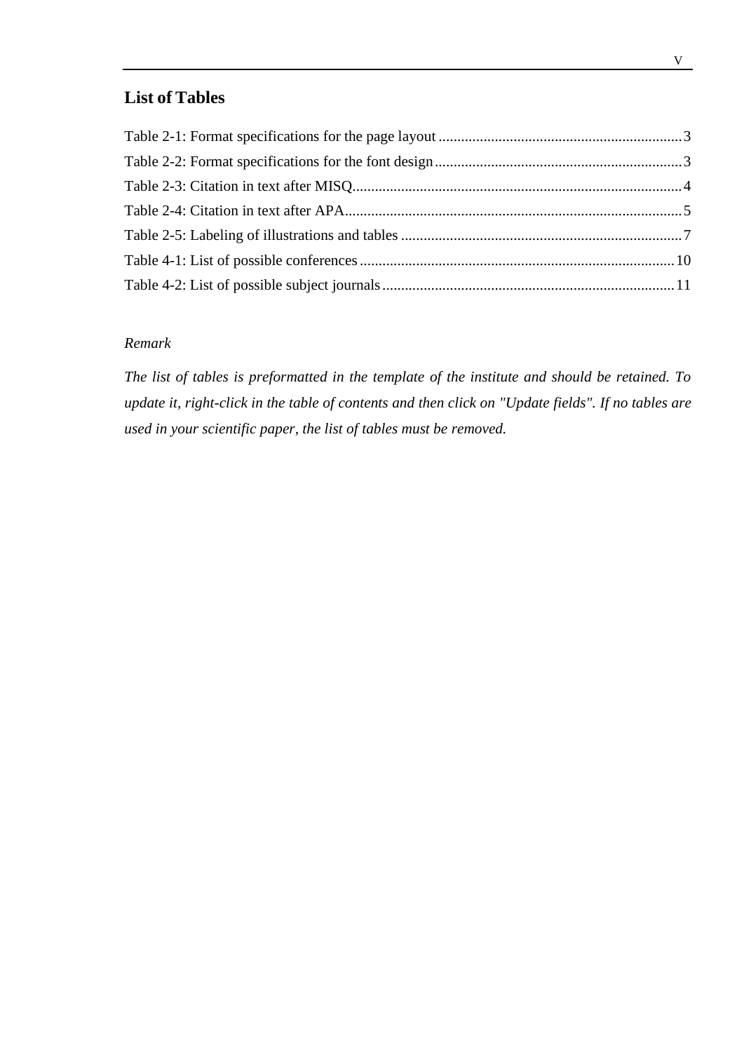## List of Tables

Table 2-1: Format specifications for the page layout ................................................................. 3

Table 2-2: Format specifications for the font design .................................................................. 3

Table 2-3: Citation in text after MISQ ........................................................................................ 4

Table 2-4: Citation in text after APA .......................................................................................... 5

Table 2-5: Labeling of illustrations and tables ........................................................................... 7

Table 4-1: List of possible conferences .................................................................................... 10

Table 4-2: List of possible subject journals .............................................................................. 11

*Remark*

*The list of tables is preformatted in the template of the institute and should be retained. To update it, right-click in the table of contents and then click on "Update fields". If no tables are used in your scientific paper, the list of tables must be removed.*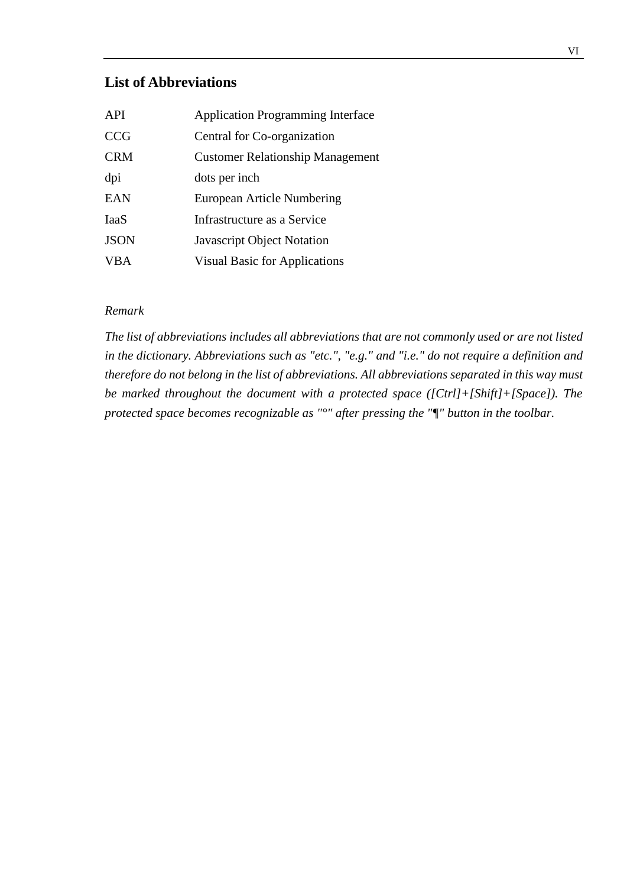## List of Abbreviations

| | |
|---|---|
| API | Application Programming Interface |
| CCG | Central for Co-organization |
| CRM | Customer Relationship Management |
| dpi | dots per inch |
| EAN | European Article Numbering |
| IaaS | Infrastructure as a Service |
| JSON | Javascript Object Notation |
| VBA | Visual Basic for Applications |

*Remark*

*The list of abbreviations includes all abbreviations that are not commonly used or are not listed in the dictionary. Abbreviations such as "etc.", "e.g." and "i.e." do not require a definition and therefore do not belong in the list of abbreviations. All abbreviations separated in this way must be marked throughout the document with a protected space ([Ctrl]+[Shift]+[Space]). The protected space becomes recognizable as "°" after pressing the "¶" button in the toolbar.*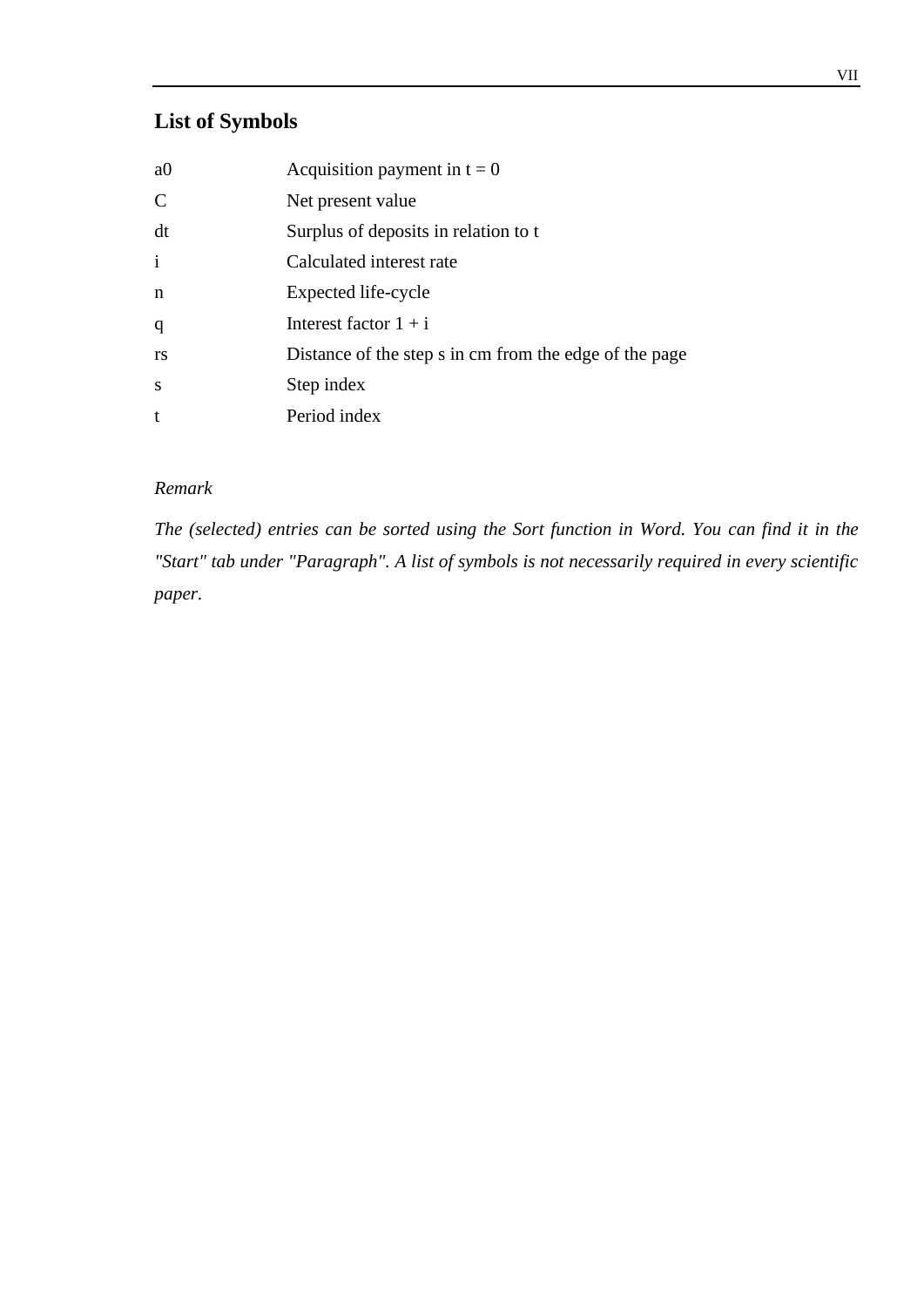## List of Symbols

| | |
|---|---|
| $a_0$ | Acquisition payment in $t = 0$ |
| C | Net present value |
| $d_t$ | Surplus of deposits in relation to t |
| i | Calculated interest rate |
| n | Expected life-cycle |
| q | Interest factor $1 + i$ |
| $r_s$ | Distance of the step s in cm from the edge of the page |
| s | Step index |
| t | Period index |

*Remark*

*The (selected) entries can be sorted using the Sort function in Word. You can find it in the "Start" tab under "Paragraph". A list of symbols is not necessarily required in every scientific paper.*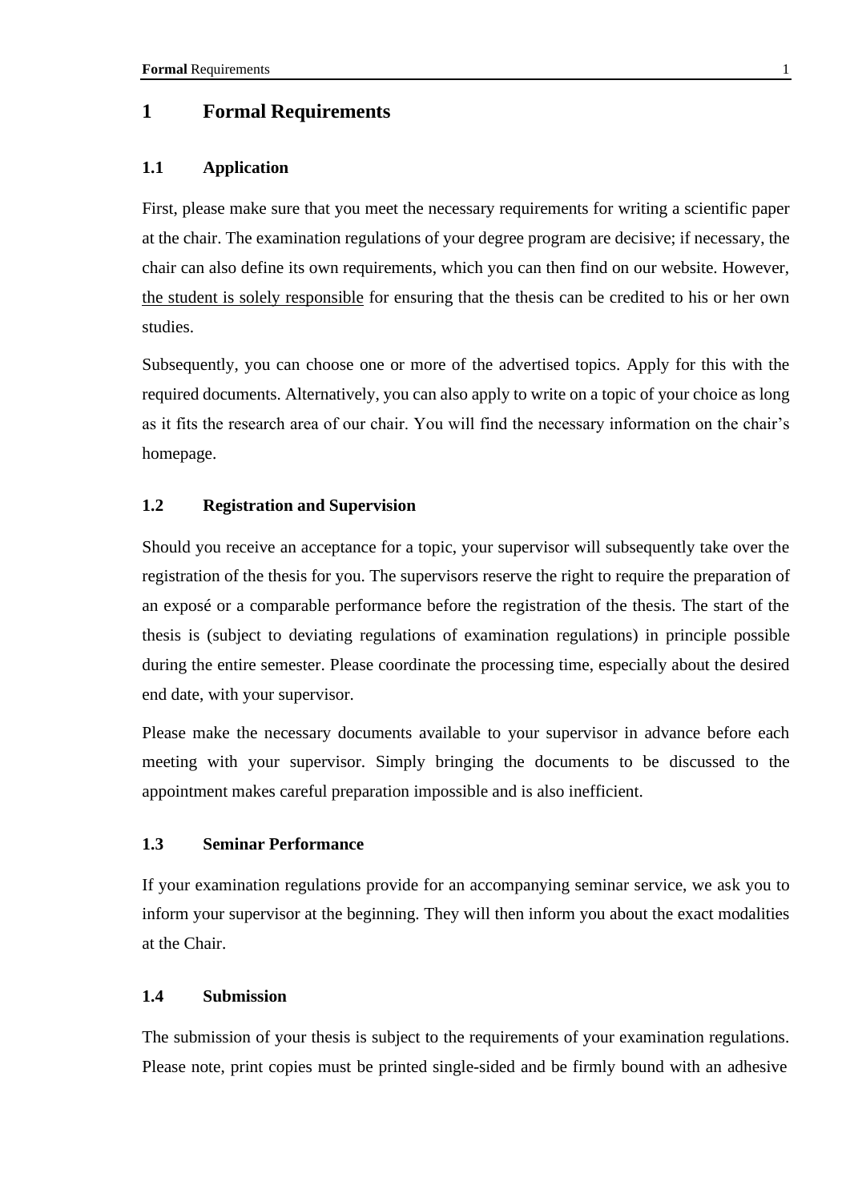# 1 Formal Requirements

## 1.1 Application

First, please make sure that you meet the necessary requirements for writing a scientific paper at the chair. The examination regulations of your degree program are decisive; if necessary, the chair can also define its own requirements, which you can then find on our website. However, the student is solely responsible for ensuring that the thesis can be credited to his or her own studies.

Subsequently, you can choose one or more of the advertised topics. Apply for this with the required documents. Alternatively, you can also apply to write on a topic of your choice as long as it fits the research area of our chair. You will find the necessary information on the chair's homepage.

## 1.2 Registration and Supervision

Should you receive an acceptance for a topic, your supervisor will subsequently take over the registration of the thesis for you. The supervisors reserve the right to require the preparation of an exposé or a comparable performance before the registration of the thesis. The start of the thesis is (subject to deviating regulations of examination regulations) in principle possible during the entire semester. Please coordinate the processing time, especially about the desired end date, with your supervisor.

Please make the necessary documents available to your supervisor in advance before each meeting with your supervisor. Simply bringing the documents to be discussed to the appointment makes careful preparation impossible and is also inefficient.

## 1.3 Seminar Performance

If your examination regulations provide for an accompanying seminar service, we ask you to inform your supervisor at the beginning. They will then inform you about the exact modalities at the Chair.

## 1.4 Submission

The submission of your thesis is subject to the requirements of your examination regulations. Please note, print copies must be printed single-sided and be firmly bound with an adhesive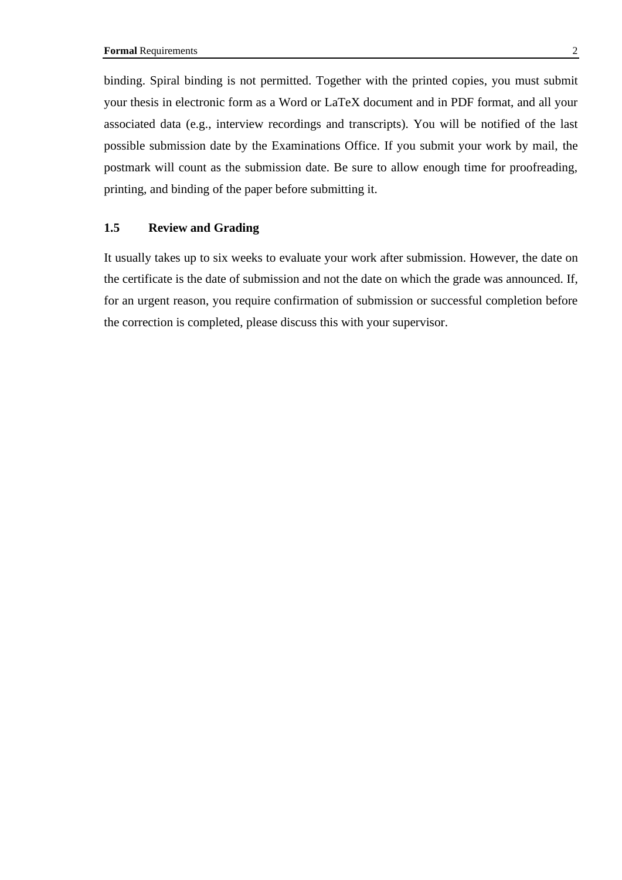binding. Spiral binding is not permitted. Together with the printed copies, you must submit your thesis in electronic form as a Word or LaTeX document and in PDF format, and all your associated data (e.g., interview recordings and transcripts). You will be notified of the last possible submission date by the Examinations Office. If you submit your work by mail, the postmark will count as the submission date. Be sure to allow enough time for proofreading, printing, and binding of the paper before submitting it.

### 1.5 Review and Grading

It usually takes up to six weeks to evaluate your work after submission. However, the date on the certificate is the date of submission and not the date on which the grade was announced. If, for an urgent reason, you require confirmation of submission or successful completion before the correction is completed, please discuss this with your supervisor.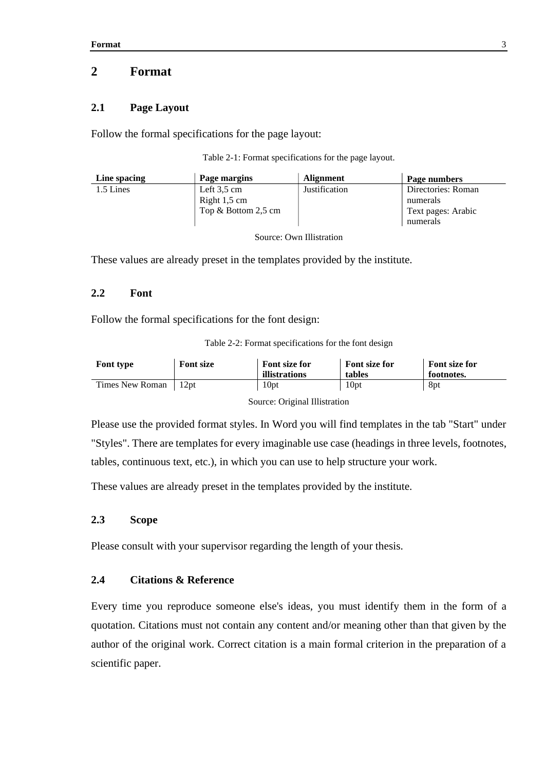# 2 Format

## 2.1 Page Layout

Follow the formal specifications for the page layout:

Table 2-1: Format specifications for the page layout.

| Line spacing | Page margins | Alignment | Page numbers |
|---|---|---|---|
| 1.5 Lines | Left 3,5 cm<br>Right 1,5 cm<br>Top & Bottom 2,5 cm | Justification | Directories: Roman numerals<br>Text pages: Arabic numerals |

Source: Own Illistration

These values are already preset in the templates provided by the institute.

## 2.2 Font

Follow the formal specifications for the font design:

Table 2-2: Format specifications for the font design

| Font type | Font size | Font size for illistrations | Font size for tables | Font size for footnotes. |
|---|---|---|---|---|
| Times New Roman | 12pt | 10pt | 10pt | 8pt |

Source: Original Illistration

Please use the provided format styles. In Word you will find templates in the tab "Start" under "Styles". There are templates for every imaginable use case (headings in three levels, footnotes, tables, continuous text, etc.), in which you can use to help structure your work.

These values are already preset in the templates provided by the institute.

## 2.3 Scope

Please consult with your supervisor regarding the length of your thesis.

## 2.4 Citations & Reference

Every time you reproduce someone else's ideas, you must identify them in the form of a quotation. Citations must not contain any content and/or meaning other than that given by the author of the original work. Correct citation is a main formal criterion in the preparation of a scientific paper.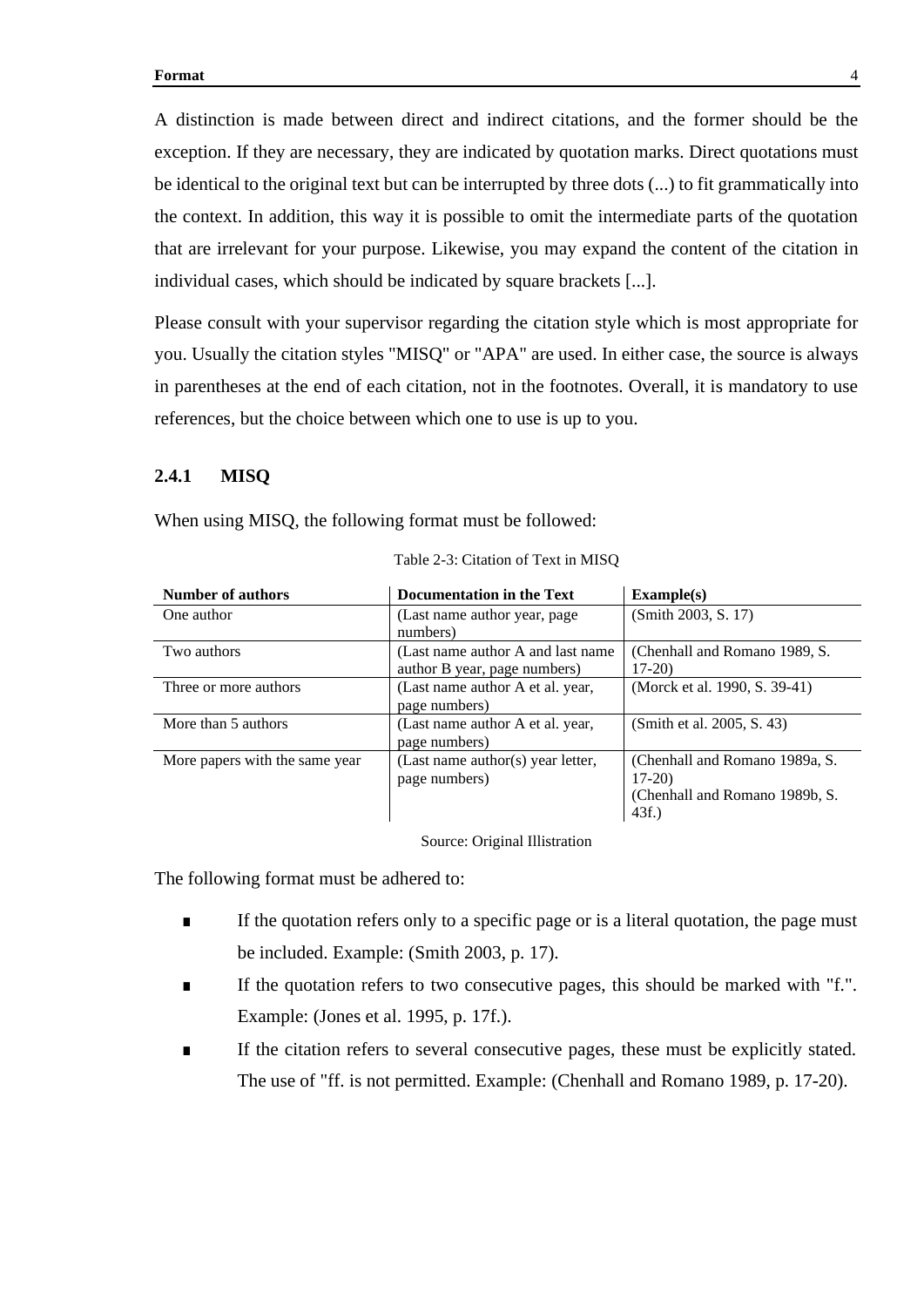A distinction is made between direct and indirect citations, and the former should be the exception. If they are necessary, they are indicated by quotation marks. Direct quotations must be identical to the original text but can be interrupted by three dots (...) to fit grammatically into the context. In addition, this way it is possible to omit the intermediate parts of the quotation that are irrelevant for your purpose. Likewise, you may expand the content of the citation in individual cases, which should be indicated by square brackets [...].

Please consult with your supervisor regarding the citation style which is most appropriate for you. Usually the citation styles "MISQ" or "APA" are used. In either case, the source is always in parentheses at the end of each citation, not in the footnotes. Overall, it is mandatory to use references, but the choice between which one to use is up to you.

### 2.4.1 MISQ

When using MISQ, the following format must be followed:

Table 2-3: Citation of Text in MISQ

| Number of authors | Documentation in the Text | Example(s) |
|---|---|---|
| One author | (Last name author year, page numbers) | (Smith 2003, S. 17) |
| Two authors | (Last name author A and last name author B year, page numbers) | (Chenhall and Romano 1989, S. 17-20) |
| Three or more authors | (Last name author A et al. year, page numbers) | (Morck et al. 1990, S. 39-41) |
| More than 5 authors | (Last name author A et al. year, page numbers) | (Smith et al. 2005, S. 43) |
| More papers with the same year | (Last name author(s) year letter, page numbers) | (Chenhall and Romano 1989a, S. 17-20) (Chenhall and Romano 1989b, S. 43f.) |

Source: Original Illustration

The following format must be adhered to:

- If the quotation refers only to a specific page or is a literal quotation, the page must be included. Example: (Smith 2003, p. 17).
- If the quotation refers to two consecutive pages, this should be marked with "f.". Example: (Jones et al. 1995, p. 17f.).
- If the citation refers to several consecutive pages, these must be explicitly stated. The use of "ff. is not permitted. Example: (Chenhall and Romano 1989, p. 17-20).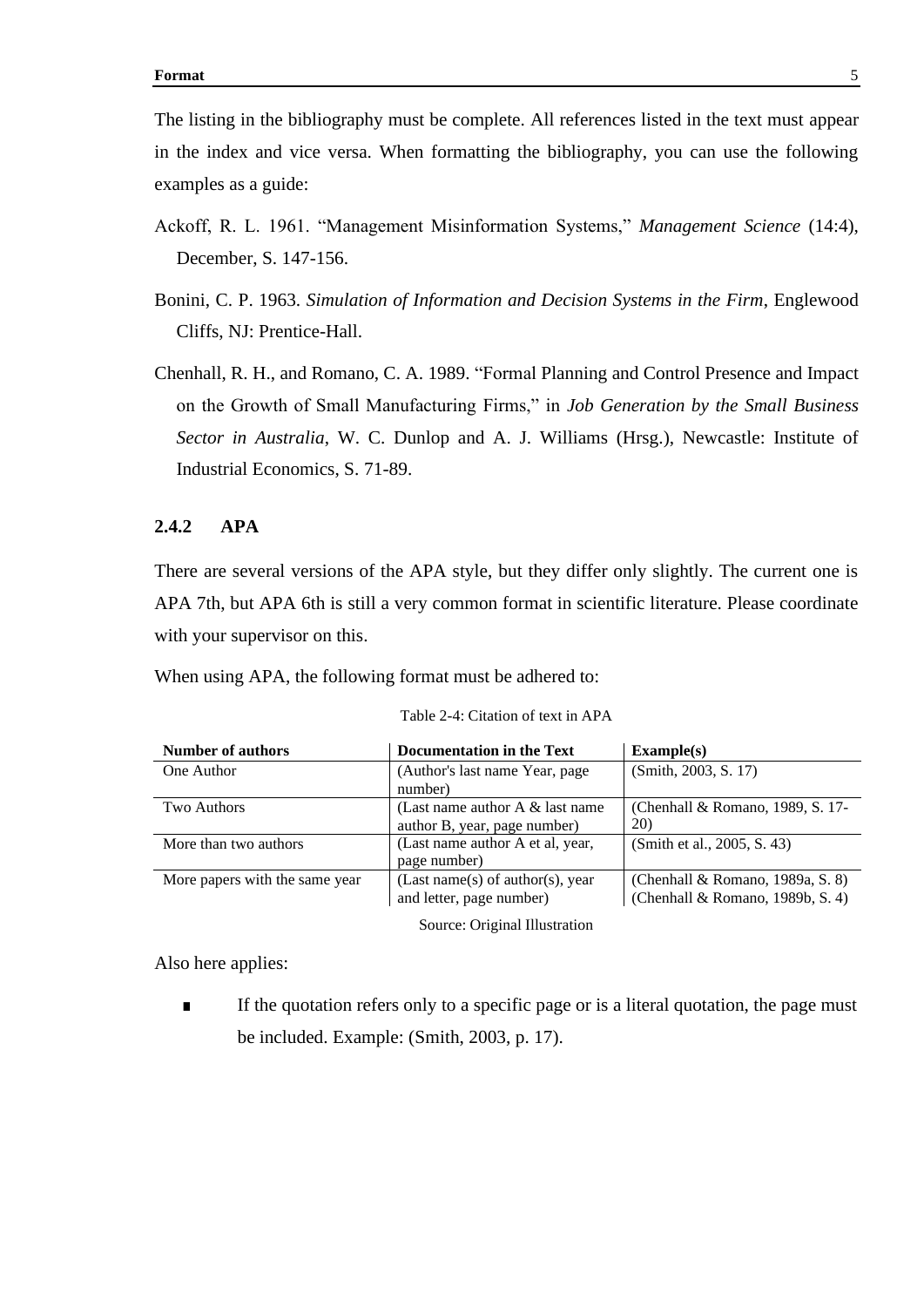The listing in the bibliography must be complete. All references listed in the text must appear in the index and vice versa. When formatting the bibliography, you can use the following examples as a guide:

Ackoff, R. L. 1961. “Management Misinformation Systems,” *Management Science* (14:4), December, S. 147-156.

Bonini, C. P. 1963. *Simulation of Information and Decision Systems in the Firm*, Englewood Cliffs, NJ: Prentice-Hall.

Chenhall, R. H., and Romano, C. A. 1989. “Formal Planning and Control Presence and Impact on the Growth of Small Manufacturing Firms,” in *Job Generation by the Small Business Sector in Australia*, W. C. Dunlop and A. J. Williams (Hrsg.), Newcastle: Institute of Industrial Economics, S. 71-89.

### 2.4.2 APA

There are several versions of the APA style, but they differ only slightly. The current one is APA 7th, but APA 6th is still a very common format in scientific literature. Please coordinate with your supervisor on this.

When using APA, the following format must be adhered to:

Table 2-4: Citation of text in APA

| Number of authors | Documentation in the Text | Example(s) |
|---|---|---|
| One Author | (Author's last name Year, page number) | (Smith, 2003, S. 17) |
| Two Authors | (Last name author A & last name author B, year, page number) | (Chenhall & Romano, 1989, S. 17-20) |
| More than two authors | (Last name author A et al, year, page number) | (Smith et al., 2005, S. 43) |
| More papers with the same year | (Last name(s) of author(s), year and letter, page number) | (Chenhall & Romano, 1989a, S. 8) (Chenhall & Romano, 1989b, S. 4) |

Source: Original Illustration

Also here applies:

- If the quotation refers only to a specific page or is a literal quotation, the page must be included. Example: (Smith, 2003, p. 17).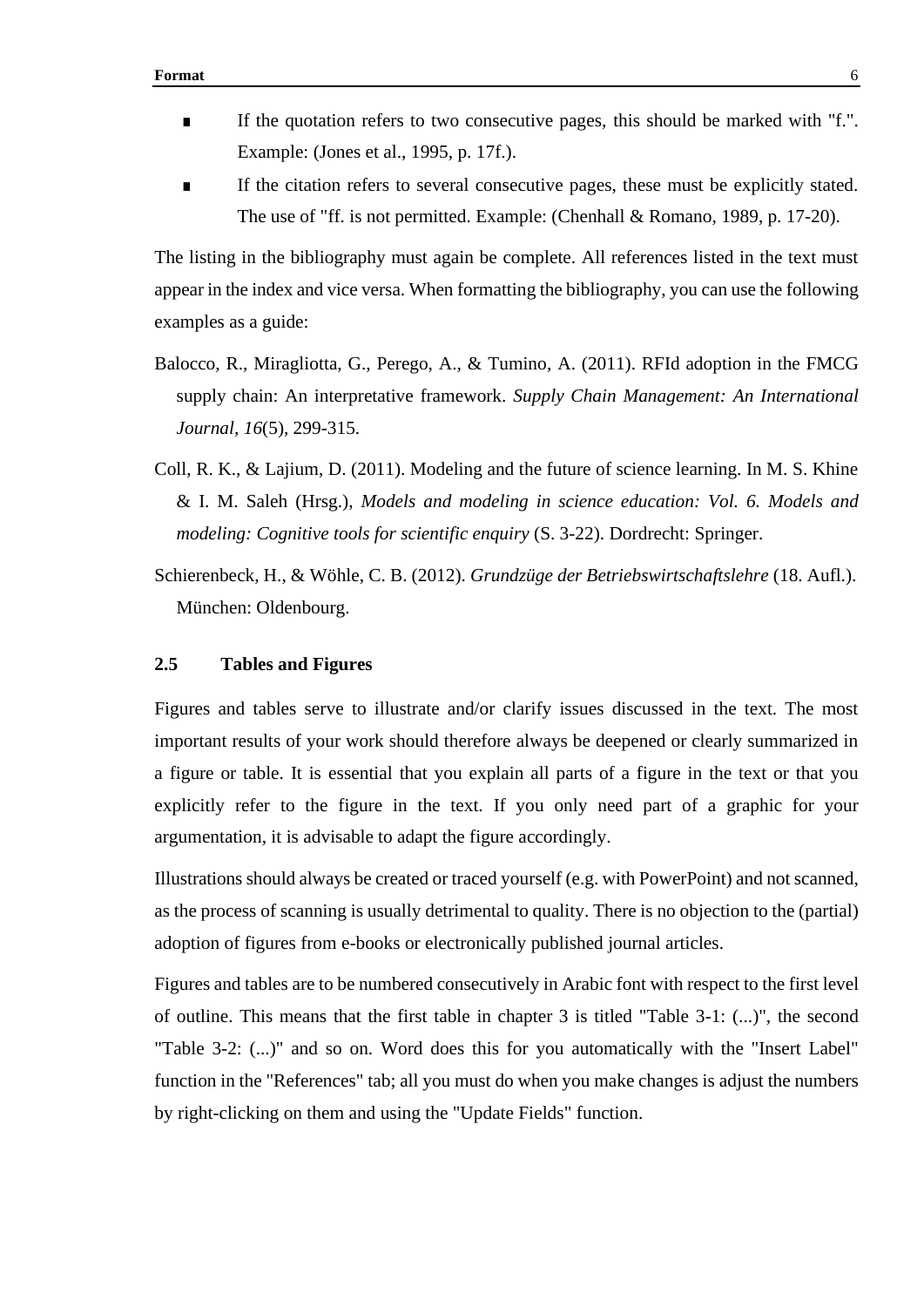- If the quotation refers to two consecutive pages, this should be marked with "f.". Example: (Jones et al., 1995, p. 17f.).
- If the citation refers to several consecutive pages, these must be explicitly stated. The use of "ff. is not permitted. Example: (Chenhall & Romano, 1989, p. 17-20).

The listing in the bibliography must again be complete. All references listed in the text must appear in the index and vice versa. When formatting the bibliography, you can use the following examples as a guide:

Balocco, R., Miragliotta, G., Perego, A., & Tumino, A. (2011). RFId adoption in the FMCG supply chain: An interpretative framework. *Supply Chain Management: An International Journal, 16*(5), 299-315.

Coll, R. K., & Lajium, D. (2011). Modeling and the future of science learning. In M. S. Khine & I. M. Saleh (Hrsg.), *Models and modeling in science education: Vol. 6. Models and modeling: Cognitive tools for scientific enquiry* (S. 3-22). Dordrecht: Springer.

Schierenbeck, H., & Wöhle, C. B. (2012). *Grundzüge der Betriebswirtschaftslehre* (18. Aufl.). München: Oldenbourg.

### 2.5 Tables and Figures

Figures and tables serve to illustrate and/or clarify issues discussed in the text. The most important results of your work should therefore always be deepened or clearly summarized in a figure or table. It is essential that you explain all parts of a figure in the text or that you explicitly refer to the figure in the text. If you only need part of a graphic for your argumentation, it is advisable to adapt the figure accordingly.

Illustrations should always be created or traced yourself (e.g. with PowerPoint) and not scanned, as the process of scanning is usually detrimental to quality. There is no objection to the (partial) adoption of figures from e-books or electronically published journal articles.

Figures and tables are to be numbered consecutively in Arabic font with respect to the first level of outline. This means that the first table in chapter 3 is titled "Table 3-1: (...)", the second "Table 3-2: (...)" and so on. Word does this for you automatically with the "Insert Label" function in the "References" tab; all you must do when you make changes is adjust the numbers by right-clicking on them and using the "Update Fields" function.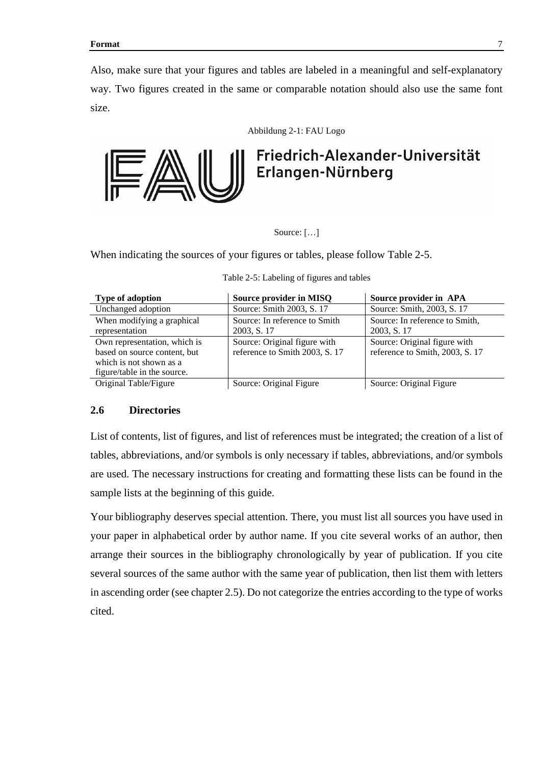Also, make sure that your figures and tables are labeled in a meaningful and self-explanatory way. Two figures created in the same or comparable notation should also use the same font size.

Abbildung 2-1: FAU Logo

Friedrich-Alexander-Universität Erlangen-Nürnberg

Source: […]

When indicating the sources of your figures or tables, please follow Table 2-5.

Table 2-5: Labeling of figures and tables

| Type of adoption | Source provider in MISQ | Source provider in APA |
|---|---|---|
| Unchanged adoption | Source: Smith 2003, S. 17 | Source: Smith, 2003, S. 17 |
| When modifying a graphical representation | Source: In reference to Smith 2003, S. 17 | Source: In reference to Smith, 2003, S. 17 |
| Own representation, which is based on source content, but which is not shown as a figure/table in the source. | Source: Original figure with reference to Smith 2003, S. 17 | Source: Original figure with reference to Smith, 2003, S. 17 |
| Original Table/Figure | Source: Original Figure | Source: Original Figure |

## 2.6 Directories

List of contents, list of figures, and list of references must be integrated; the creation of a list of tables, abbreviations, and/or symbols is only necessary if tables, abbreviations, and/or symbols are used. The necessary instructions for creating and formatting these lists can be found in the sample lists at the beginning of this guide.

Your bibliography deserves special attention. There, you must list all sources you have used in your paper in alphabetical order by author name. If you cite several works of an author, then arrange their sources in the bibliography chronologically by year of publication. If you cite several sources of the same author with the same year of publication, then list them with letters in ascending order (see chapter 2.5). Do not categorize the entries according to the type of works cited.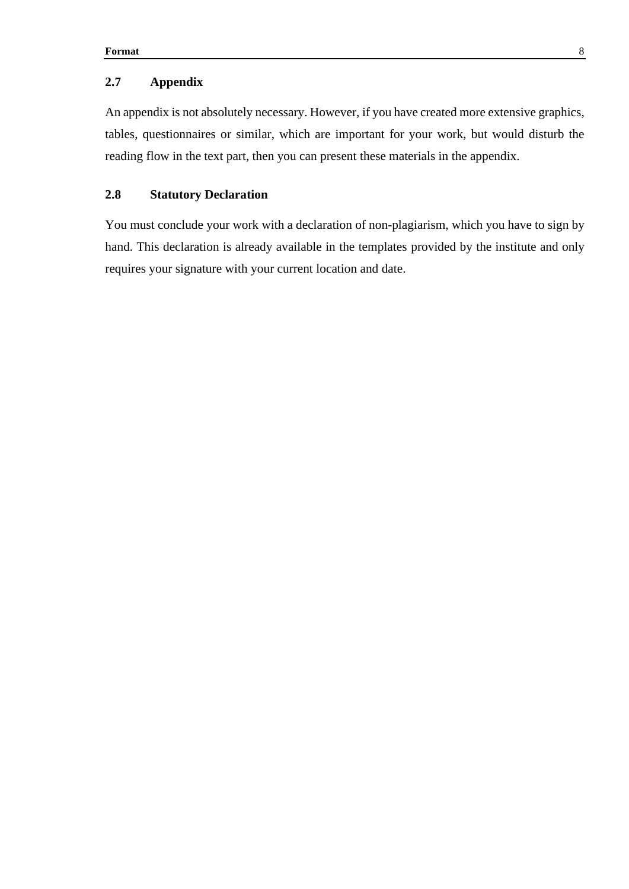## 2.7 Appendix

An appendix is not absolutely necessary. However, if you have created more extensive graphics, tables, questionnaires or similar, which are important for your work, but would disturb the reading flow in the text part, then you can present these materials in the appendix.

## 2.8 Statutory Declaration

You must conclude your work with a declaration of non-plagiarism, which you have to sign by hand. This declaration is already available in the templates provided by the institute and only requires your signature with your current location and date.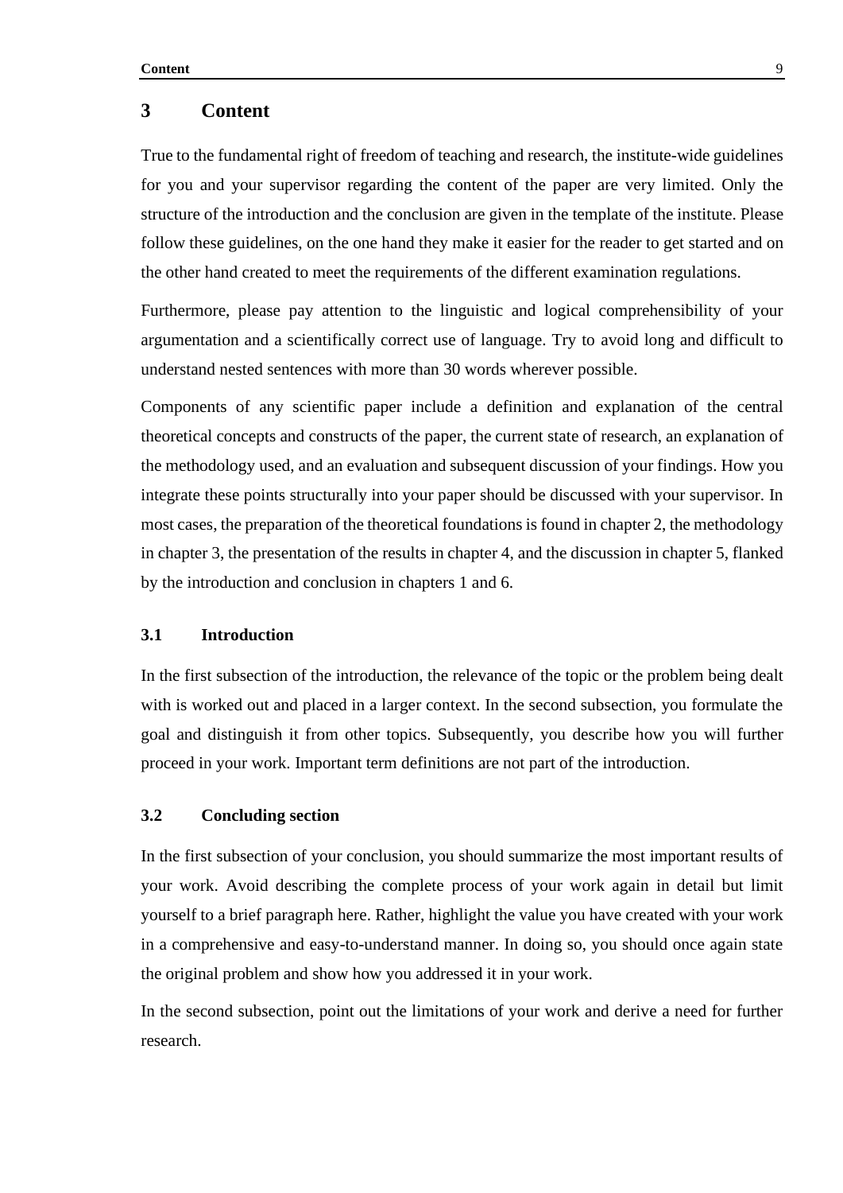# 3 Content

True to the fundamental right of freedom of teaching and research, the institute-wide guidelines for you and your supervisor regarding the content of the paper are very limited. Only the structure of the introduction and the conclusion are given in the template of the institute. Please follow these guidelines, on the one hand they make it easier for the reader to get started and on the other hand created to meet the requirements of the different examination regulations.

Furthermore, please pay attention to the linguistic and logical comprehensibility of your argumentation and a scientifically correct use of language. Try to avoid long and difficult to understand nested sentences with more than 30 words wherever possible.

Components of any scientific paper include a definition and explanation of the central theoretical concepts and constructs of the paper, the current state of research, an explanation of the methodology used, and an evaluation and subsequent discussion of your findings. How you integrate these points structurally into your paper should be discussed with your supervisor. In most cases, the preparation of the theoretical foundations is found in chapter 2, the methodology in chapter 3, the presentation of the results in chapter 4, and the discussion in chapter 5, flanked by the introduction and conclusion in chapters 1 and 6.

## 3.1 Introduction

In the first subsection of the introduction, the relevance of the topic or the problem being dealt with is worked out and placed in a larger context. In the second subsection, you formulate the goal and distinguish it from other topics. Subsequently, you describe how you will further proceed in your work. Important term definitions are not part of the introduction.

## 3.2 Concluding section

In the first subsection of your conclusion, you should summarize the most important results of your work. Avoid describing the complete process of your work again in detail but limit yourself to a brief paragraph here. Rather, highlight the value you have created with your work in a comprehensive and easy-to-understand manner. In doing so, you should once again state the original problem and show how you addressed it in your work.

In the second subsection, point out the limitations of your work and derive a need for further research.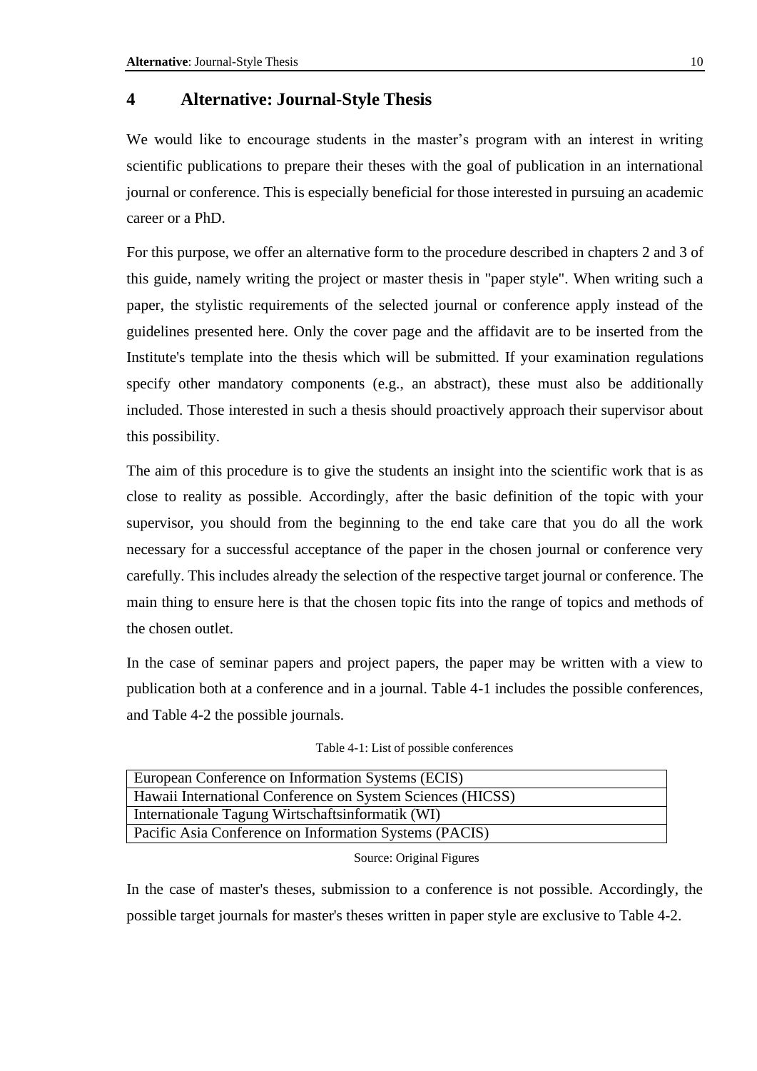# 4 Alternative: Journal-Style Thesis

We would like to encourage students in the master's program with an interest in writing scientific publications to prepare their theses with the goal of publication in an international journal or conference. This is especially beneficial for those interested in pursuing an academic career or a PhD.

For this purpose, we offer an alternative form to the procedure described in chapters 2 and 3 of this guide, namely writing the project or master thesis in "paper style". When writing such a paper, the stylistic requirements of the selected journal or conference apply instead of the guidelines presented here. Only the cover page and the affidavit are to be inserted from the Institute's template into the thesis which will be submitted. If your examination regulations specify other mandatory components (e.g., an abstract), these must also be additionally included. Those interested in such a thesis should proactively approach their supervisor about this possibility.

The aim of this procedure is to give the students an insight into the scientific work that is as close to reality as possible. Accordingly, after the basic definition of the topic with your supervisor, you should from the beginning to the end take care that you do all the work necessary for a successful acceptance of the paper in the chosen journal or conference very carefully. This includes already the selection of the respective target journal or conference. The main thing to ensure here is that the chosen topic fits into the range of topics and methods of the chosen outlet.

In the case of seminar papers and project papers, the paper may be written with a view to publication both at a conference and in a journal. Table 4-1 includes the possible conferences, and Table 4-2 the possible journals.

Table 4-1: List of possible conferences

| |
|---|
| European Conference on Information Systems (ECIS) |
| Hawaii International Conference on System Sciences (HICSS) |
| Internationale Tagung Wirtschaftsinformatik (WI) |
| Pacific Asia Conference on Information Systems (PACIS) |

Source: Original Figures

In the case of master's theses, submission to a conference is not possible. Accordingly, the possible target journals for master's theses written in paper style are exclusive to Table 4-2.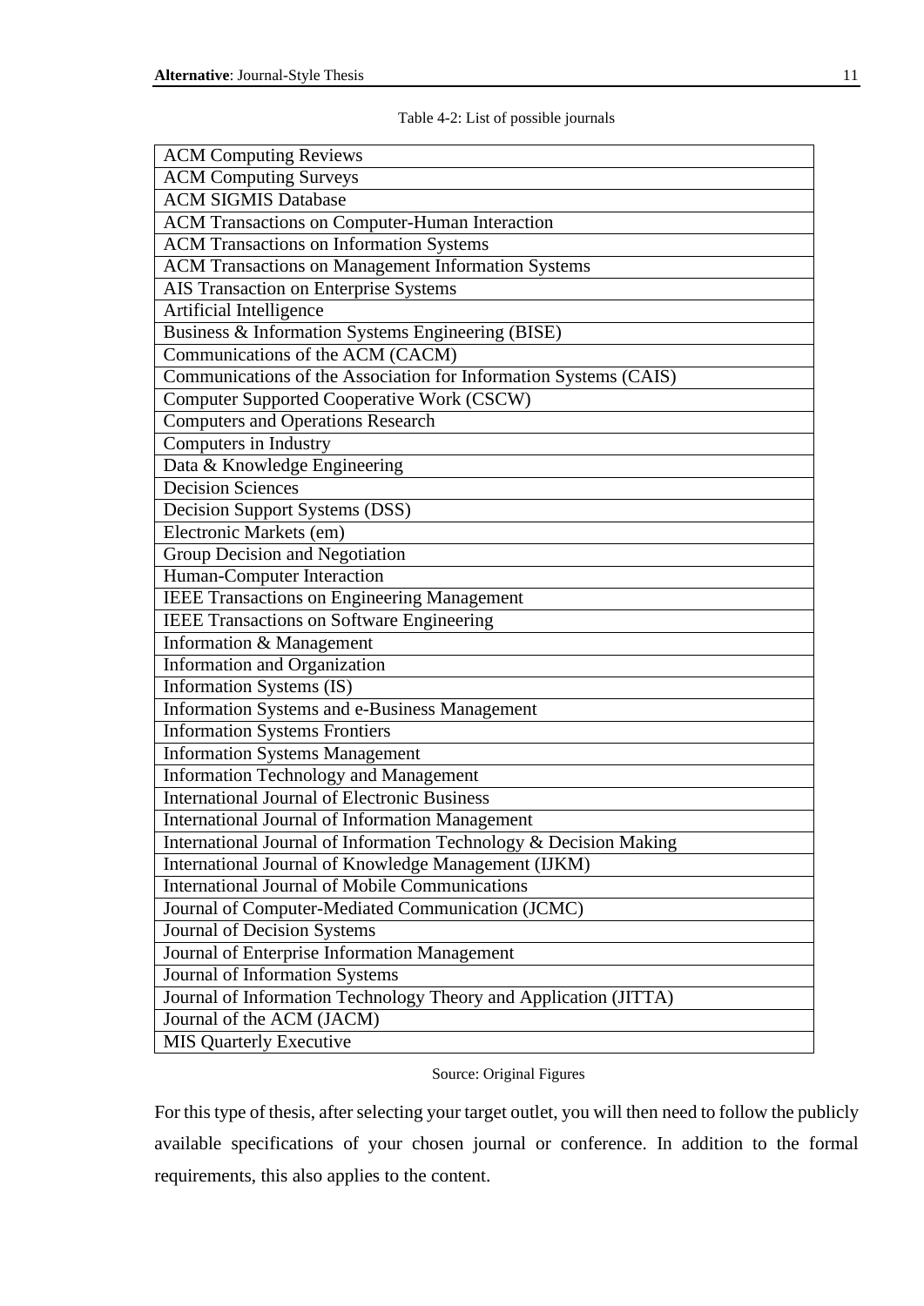Table 4-2: List of possible journals

| |
|---|
| ACM Computing Reviews |
| ACM Computing Surveys |
| ACM SIGMIS Database |
| ACM Transactions on Computer-Human Interaction |
| ACM Transactions on Information Systems |
| ACM Transactions on Management Information Systems |
| AIS Transaction on Enterprise Systems |
| Artificial Intelligence |
| Business & Information Systems Engineering (BISE) |
| Communications of the ACM (CACM) |
| Communications of the Association for Information Systems (CAIS) |
| Computer Supported Cooperative Work (CSCW) |
| Computers and Operations Research |
| Computers in Industry |
| Data & Knowledge Engineering |
| Decision Sciences |
| Decision Support Systems (DSS) |
| Electronic Markets (em) |
| Group Decision and Negotiation |
| Human-Computer Interaction |
| IEEE Transactions on Engineering Management |
| IEEE Transactions on Software Engineering |
| Information & Management |
| Information and Organization |
| Information Systems (IS) |
| Information Systems and e-Business Management |
| Information Systems Frontiers |
| Information Systems Management |
| Information Technology and Management |
| International Journal of Electronic Business |
| International Journal of Information Management |
| International Journal of Information Technology & Decision Making |
| International Journal of Knowledge Management (IJKM) |
| International Journal of Mobile Communications |
| Journal of Computer-Mediated Communication (JCMC) |
| Journal of Decision Systems |
| Journal of Enterprise Information Management |
| Journal of Information Systems |
| Journal of Information Technology Theory and Application (JITTA) |
| Journal of the ACM (JACM) |
| MIS Quarterly Executive |

Source: Original Figures

For this type of thesis, after selecting your target outlet, you will then need to follow the publicly available specifications of your chosen journal or conference. In addition to the formal requirements, this also applies to the content.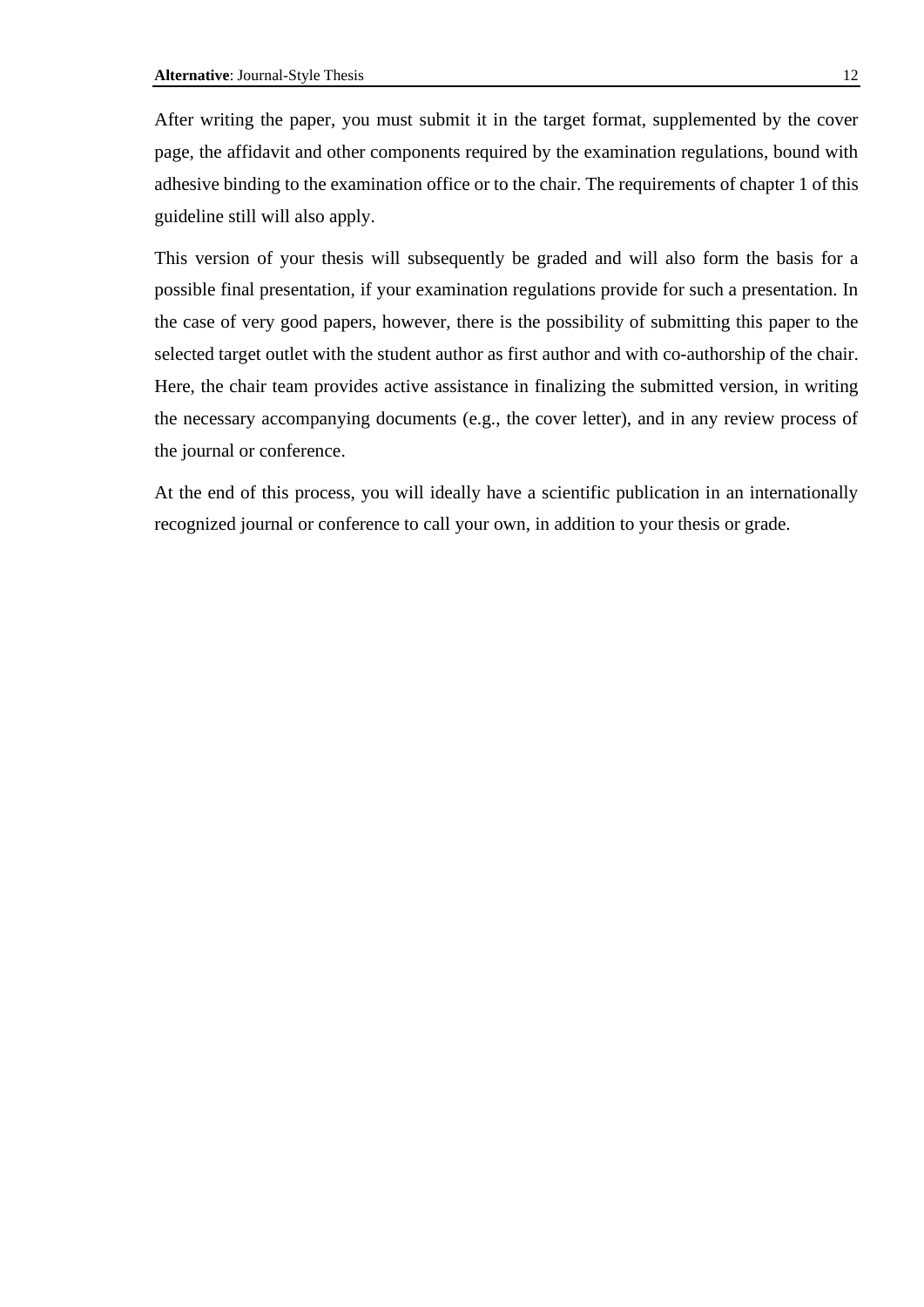After writing the paper, you must submit it in the target format, supplemented by the cover page, the affidavit and other components required by the examination regulations, bound with adhesive binding to the examination office or to the chair. The requirements of chapter 1 of this guideline still will also apply.

This version of your thesis will subsequently be graded and will also form the basis for a possible final presentation, if your examination regulations provide for such a presentation. In the case of very good papers, however, there is the possibility of submitting this paper to the selected target outlet with the student author as first author and with co-authorship of the chair. Here, the chair team provides active assistance in finalizing the submitted version, in writing the necessary accompanying documents (e.g., the cover letter), and in any review process of the journal or conference.

At the end of this process, you will ideally have a scientific publication in an internationally recognized journal or conference to call your own, in addition to your thesis or grade.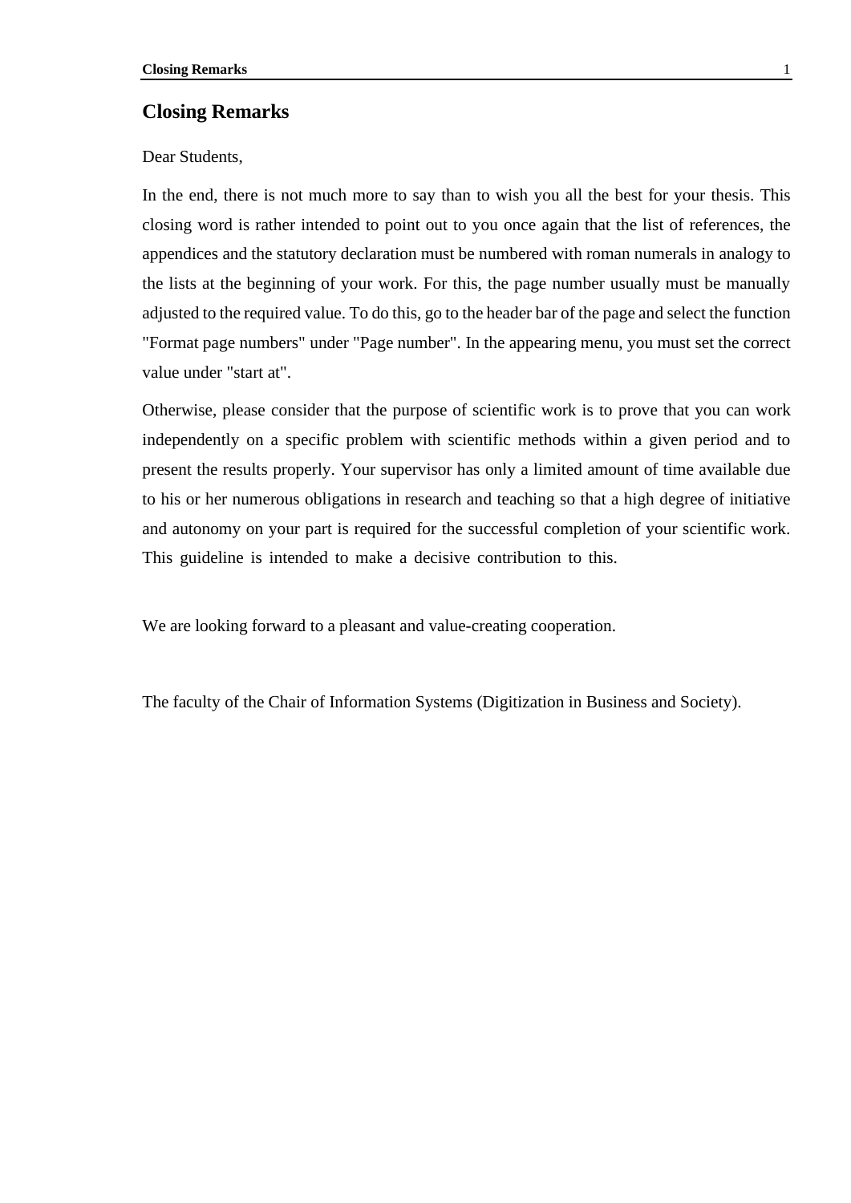# Closing Remarks

Dear Students,

In the end, there is not much more to say than to wish you all the best for your thesis. This closing word is rather intended to point out to you once again that the list of references, the appendices and the statutory declaration must be numbered with roman numerals in analogy to the lists at the beginning of your work. For this, the page number usually must be manually adjusted to the required value. To do this, go to the header bar of the page and select the function "Format page numbers" under "Page number". In the appearing menu, you must set the correct value under "start at".

Otherwise, please consider that the purpose of scientific work is to prove that you can work independently on a specific problem with scientific methods within a given period and to present the results properly. Your supervisor has only a limited amount of time available due to his or her numerous obligations in research and teaching so that a high degree of initiative and autonomy on your part is required for the successful completion of your scientific work. This guideline is intended to make a decisive contribution to this.

We are looking forward to a pleasant and value-creating cooperation.

The faculty of the Chair of Information Systems (Digitization in Business and Society).